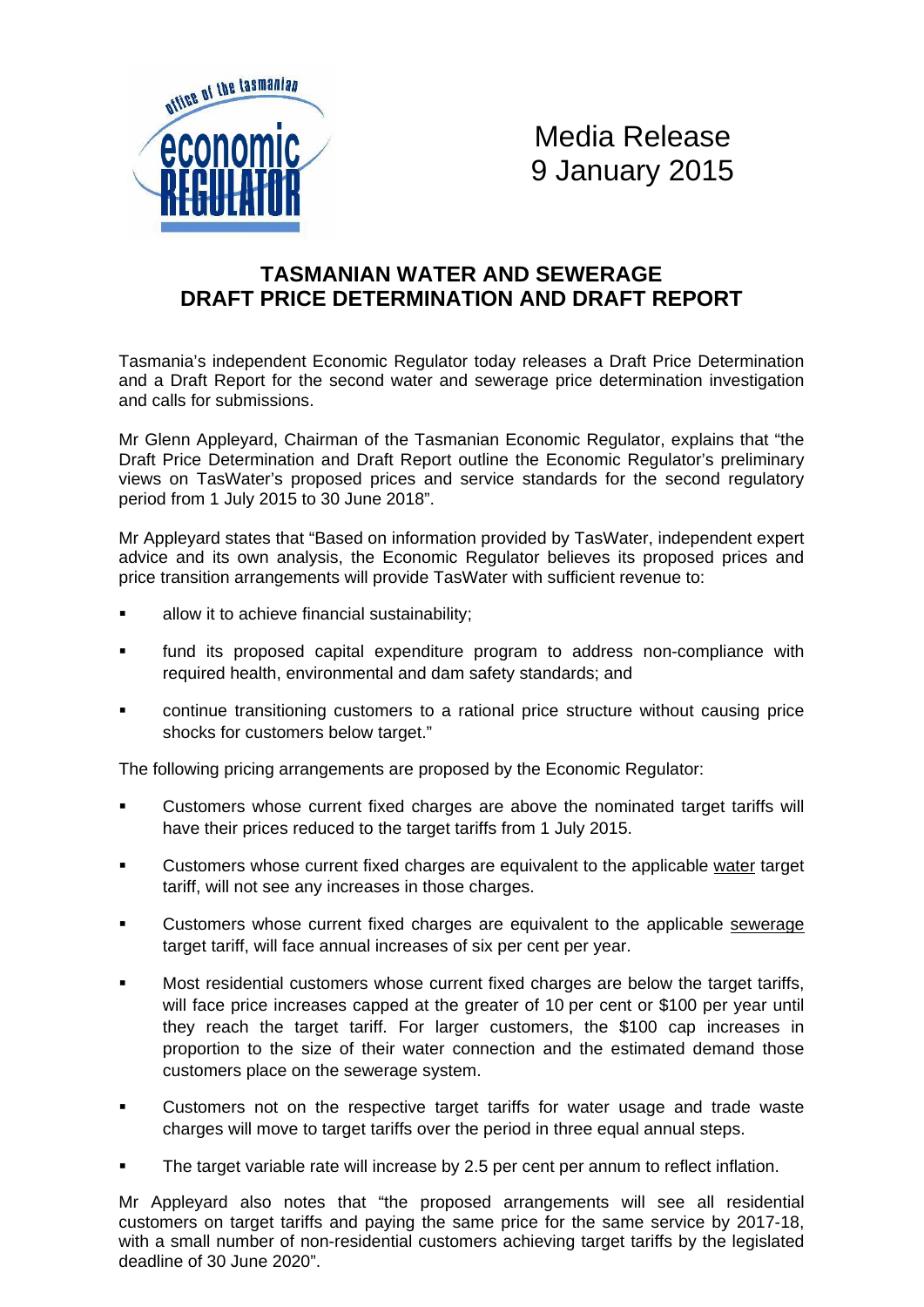Media Release
9 January 2015

## TASMANIAN WATER AND SEWERAGE DRAFT PRICE DETERMINATION AND DRAFT REPORT

Tasmania's independent Economic Regulator today releases a Draft Price Determination and a Draft Report for the second water and sewerage price determination investigation and calls for submissions.

Mr Glenn Appleyard, Chairman of the Tasmanian Economic Regulator, explains that "the Draft Price Determination and Draft Report outline the Economic Regulator's preliminary views on TasWater's proposed prices and service standards for the second regulatory period from 1 July 2015 to 30 June 2018".

Mr Appleyard states that "Based on information provided by TasWater, independent expert advice and its own analysis, the Economic Regulator believes its proposed prices and price transition arrangements will provide TasWater with sufficient revenue to:

- allow it to achieve financial sustainability;
- fund its proposed capital expenditure program to address non-compliance with required health, environmental and dam safety standards; and
- continue transitioning customers to a rational price structure without causing price shocks for customers below target."

The following pricing arrangements are proposed by the Economic Regulator:

- Customers whose current fixed charges are above the nominated target tariffs will have their prices reduced to the target tariffs from 1 July 2015.
- Customers whose current fixed charges are equivalent to the applicable water target tariff, will not see any increases in those charges.
- Customers whose current fixed charges are equivalent to the applicable sewerage target tariff, will face annual increases of six per cent per year.
- Most residential customers whose current fixed charges are below the target tariffs, will face price increases capped at the greater of 10 per cent or \$100 per year until they reach the target tariff. For larger customers, the \$100 cap increases in proportion to the size of their water connection and the estimated demand those customers place on the sewerage system.
- Customers not on the respective target tariffs for water usage and trade waste charges will move to target tariffs over the period in three equal annual steps.
- The target variable rate will increase by 2.5 per cent per annum to reflect inflation.

Mr Appleyard also notes that "the proposed arrangements will see all residential customers on target tariffs and paying the same price for the same service by 2017-18, with a small number of non-residential customers achieving target tariffs by the legislated deadline of 30 June 2020".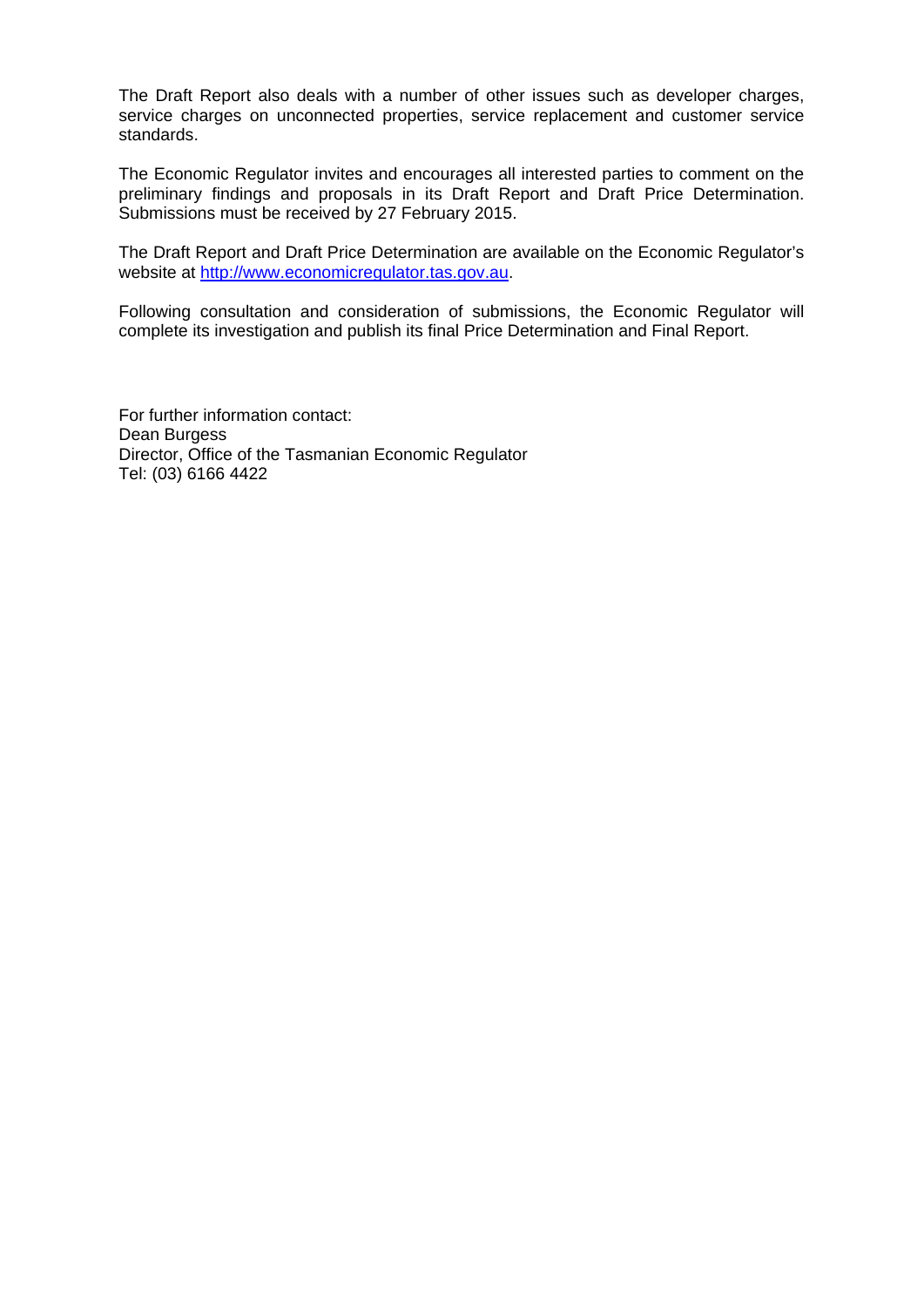The Draft Report also deals with a number of other issues such as developer charges, service charges on unconnected properties, service replacement and customer service standards.

The Economic Regulator invites and encourages all interested parties to comment on the preliminary findings and proposals in its Draft Report and Draft Price Determination. Submissions must be received by 27 February 2015.

The Draft Report and Draft Price Determination are available on the Economic Regulator's website at http://www.economicregulator.tas.gov.au.

Following consultation and consideration of submissions, the Economic Regulator will complete its investigation and publish its final Price Determination and Final Report.

For further information contact:  
Dean Burgess  
Director, Office of the Tasmanian Economic Regulator  
Tel: (03) 6166 4422